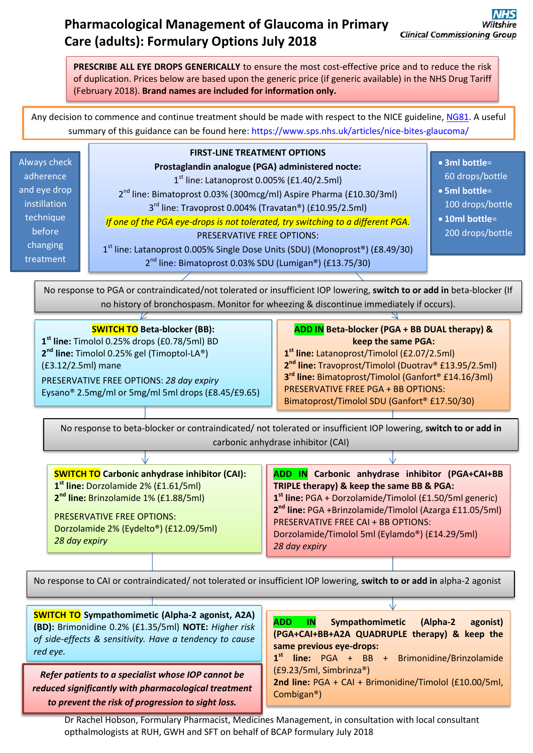# Pharmacological Management of Glaucoma in Primary Care (adults): Formulary Options July 2018

NHS Wiltshire Clinical Commissioning Group

**PRESCRIBE ALL EYE DROPS GENERICALLY** to ensure the most cost-effective price and to reduce the risk of duplication. Prices below are based upon the generic price (if generic available) in the NHS Drug Tariff (February 2018). **Brand names are included for information only.**

Any decision to commence and continue treatment should be made with respect to the NICE guideline, NG81. A useful summary of this guidance can be found here: https://www.sps.nhs.uk/articles/nice-bites-glaucoma/

Always check adherence and eye drop instillation technique before changing treatment

- **3ml bottle**= 60 drops/bottle
- **5ml bottle**= 100 drops/bottle
- **10ml bottle**= 200 drops/bottle

## FIRST-LINE TREATMENT OPTIONS

**Prostaglandin analogue (PGA) administered nocte:**

1st line: Latanoprost 0.005% (£1.40/2.5ml)
2nd line: Bimatoprost 0.03% (300mcg/ml) Aspire Pharma (£10.30/3ml)
3rd line: Travoprost 0.004% (Travatan®) (£10.95/2.5ml)

*If one of the PGA eye-drops is not tolerated, try switching to a different PGA.*

PRESERVATIVE FREE OPTIONS:
1st line: Latanoprost 0.005% Single Dose Units (SDU) (Monoprost®) (£8.49/30)
2nd line: Bimatoprost 0.03% SDU (Lumigan®) (£13.75/30)

No response to PGA or contraindicated/not tolerated or insufficient IOP lowering, **switch to or add in** beta-blocker (If no history of bronchospasm. Monitor for wheezing & discontinue immediately if occurs).

### SWITCH TO Beta-blocker (BB):

**1st line:** Timolol 0.25% drops (£0.78/5ml) BD
**2nd line:** Timolol 0.25% gel (Timoptol-LA®) (£3.12/2.5ml) mane
PRESERVATIVE FREE OPTIONS: *28 day expiry*
Eysano® 2.5mg/ml or 5mg/ml 5ml drops (£8.45/£9.65)

### ADD IN Beta-blocker (PGA + BB DUAL therapy) & keep the same PGA:

**1st line:** Latanoprost/Timolol (£2.07/2.5ml)
**2nd line:** Travoprost/Timolol (Duotrav® £13.95/2.5ml)
**3rd line:** Bimatoprost/Timolol (Ganfort® £14.16/3ml)
PRESERVATIVE FREE PGA + BB OPTIONS:
Bimatoprost/Timolol SDU (Ganfort® £17.50/30)

No response to beta-blocker or contraindicated/ not tolerated or insufficient IOP lowering, **switch to or add in** carbonic anhydrase inhibitor (CAI)

### SWITCH TO Carbonic anhydrase inhibitor (CAI):

**1st line:** Dorzolamide 2% (£1.61/5ml)
**2nd line:** Brinzolamide 1% (£1.88/5ml)

PRESERVATIVE FREE OPTIONS:
Dorzolamide 2% (Eydelto®) (£12.09/5ml)
*28 day expiry*

### ADD IN Carbonic anhydrase inhibitor (PGA+CAI+BB TRIPLE therapy) & keep the same BB & PGA:

**1st line:** PGA + Dorzolamide/Timolol (£1.50/5ml generic)
**2nd line:** PGA +Brinzolamide/Timolol (Azarga £11.05/5ml)
PRESERVATIVE FREE CAI + BB OPTIONS:
Dorzolamide/Timolol 5ml (Eylamdo®) (£14.29/5ml)
*28 day expiry*

No response to CAI or contraindicated/ not tolerated or insufficient IOP lowering, **switch to or add in** alpha-2 agonist

### SWITCH TO Sympathomimetic (Alpha-2 agonist, A2A) (BD):

Brimonidine 0.2% (£1.35/5ml) **NOTE:** *Higher risk of side-effects & sensitivity. Have a tendency to cause red eye.*

### ADD IN Sympathomimetic (Alpha-2 agonist) (PGA+CAI+BB+A2A QUADRUPLE therapy) & keep the same previous eye-drops:

**1st line:** PGA + BB + Brimonidine/Brinzolamide (£9.23/5ml, Simbrinza®)
**2nd line:** PGA + CAI + Brimonidine/Timolol (£10.00/5ml, Combigan®)

***Refer patients to a specialist whose IOP cannot be reduced significantly with pharmacological treatment to prevent the risk of progression to sight loss.***

Dr Rachel Hobson, Formulary Pharmacist, Medicines Management, in consultation with local consultant opthalmologists at RUH, GWH and SFT on behalf of BCAP formulary July 2018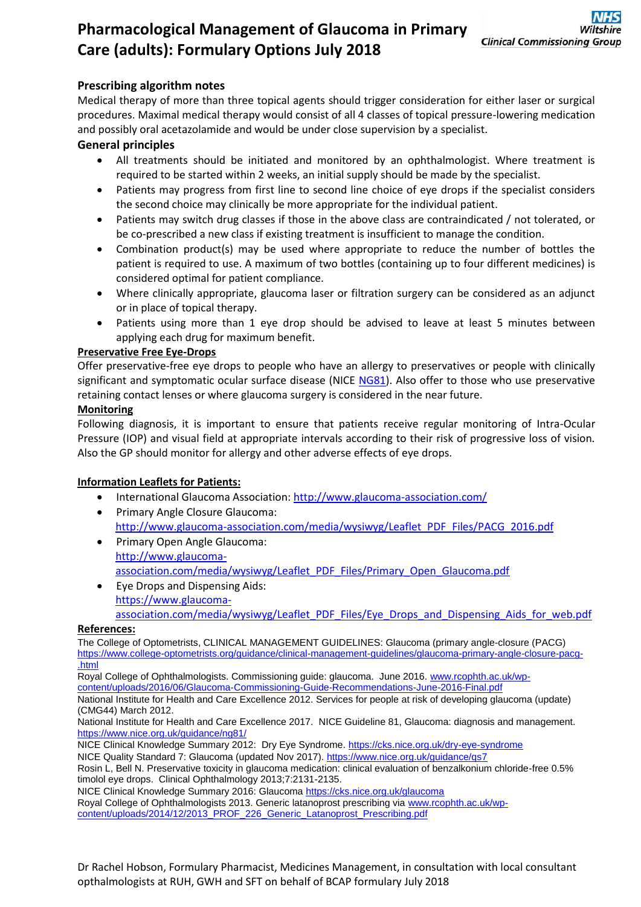# Pharmacological Management of Glaucoma in Primary Care (adults): Formulary Options July 2018

NHS Wiltshire Clinical Commissioning Group

### Prescribing algorithm notes

Medical therapy of more than three topical agents should trigger consideration for either laser or surgical procedures. Maximal medical therapy would consist of all 4 classes of topical pressure-lowering medication and possibly oral acetazolamide and would be under close supervision by a specialist.

### General principles

- All treatments should be initiated and monitored by an ophthalmologist. Where treatment is required to be started within 2 weeks, an initial supply should be made by the specialist.
- Patients may progress from first line to second line choice of eye drops if the specialist considers the second choice may clinically be more appropriate for the individual patient.
- Patients may switch drug classes if those in the above class are contraindicated / not tolerated, or be co-prescribed a new class if existing treatment is insufficient to manage the condition.
- Combination product(s) may be used where appropriate to reduce the number of bottles the patient is required to use. A maximum of two bottles (containing up to four different medicines) is considered optimal for patient compliance.
- Where clinically appropriate, glaucoma laser or filtration surgery can be considered as an adjunct or in place of topical therapy.
- Patients using more than 1 eye drop should be advised to leave at least 5 minutes between applying each drug for maximum benefit.

### Preservative Free Eye-Drops

Offer preservative-free eye drops to people who have an allergy to preservatives or people with clinically significant and symptomatic ocular surface disease (NICE NG81). Also offer to those who use preservative retaining contact lenses or where glaucoma surgery is considered in the near future.

### Monitoring

Following diagnosis, it is important to ensure that patients receive regular monitoring of Intra-Ocular Pressure (IOP) and visual field at appropriate intervals according to their risk of progressive loss of vision. Also the GP should monitor for allergy and other adverse effects of eye drops.

### Information Leaflets for Patients:

- International Glaucoma Association: http://www.glaucoma-association.com/
- Primary Angle Closure Glaucoma: http://www.glaucoma-association.com/media/wysiwyg/Leaflet_PDF_Files/PACG_2016.pdf
- Primary Open Angle Glaucoma: http://www.glaucoma-association.com/media/wysiwyg/Leaflet_PDF_Files/Primary_Open_Glaucoma.pdf
- Eye Drops and Dispensing Aids: https://www.glaucoma-association.com/media/wysiwyg/Leaflet_PDF_Files/Eye_Drops_and_Dispensing_Aids_for_web.pdf

### References:

The College of Optometrists, CLINICAL MANAGEMENT GUIDELINES: Glaucoma (primary angle-closure (PACG) https://www.college-optometrists.org/guidance/clinical-management-guidelines/glaucoma-primary-angle-closure-pacg-.html

Royal College of Ophthalmologists. Commissioning guide: glaucoma. June 2016. www.rcophth.ac.uk/wp-content/uploads/2016/06/Glaucoma-Commissioning-Guide-Recommendations-June-2016-Final.pdf

National Institute for Health and Care Excellence 2012. Services for people at risk of developing glaucoma (update) (CMG44) March 2012.

National Institute for Health and Care Excellence 2017. NICE Guideline 81, Glaucoma: diagnosis and management. https://www.nice.org.uk/guidance/ng81/

NICE Clinical Knowledge Summary 2012: Dry Eye Syndrome. https://cks.nice.org.uk/dry-eye-syndrome

NICE Quality Standard 7: Glaucoma (updated Nov 2017). https://www.nice.org.uk/guidance/qs7

Rosin L, Bell N. Preservative toxicity in glaucoma medication: clinical evaluation of benzalkonium chloride-free 0.5% timolol eye drops. Clinical Ophthalmology 2013;7:2131-2135.

NICE Clinical Knowledge Summary 2016: Glaucoma https://cks.nice.org.uk/glaucoma

Royal College of Ophthalmologists 2013. Generic latanoprost prescribing via www.rcophth.ac.uk/wp-content/uploads/2014/12/2013_PROF_226_Generic_Latanoprost_Prescribing.pdf

Dr Rachel Hobson, Formulary Pharmacist, Medicines Management, in consultation with local consultant opthalmologists at RUH, GWH and SFT on behalf of BCAP formulary July 2018